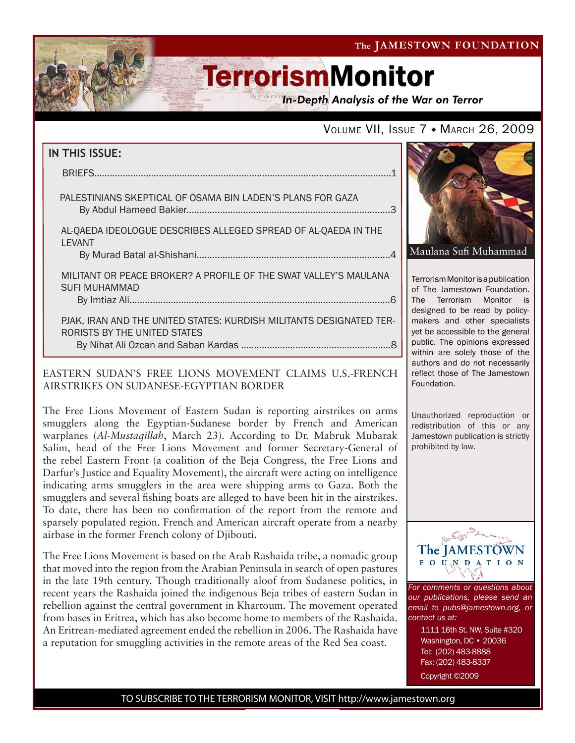The JAMESTOWN FOUNDATION

# TerrorismMonitor

*In-Depth Analysis of the War on Terror*

VOLUME VII, ISSUE 7 ◆ MARCH 26, 2009

## IN THIS ISSUE:

BRIEFS.....1

PALESTINIANS SKEPTICAL OF OSAMA BIN LADEN'S PLANS FOR GAZA
By Abdul Hameed Bakier.....3

AL-QAEDA IDEOLOGUE DESCRIBES ALLEGED SPREAD OF AL-QAEDA IN THE LEVANT
By Murad Batal al-Shishani.....4

MILITANT OR PEACE BROKER? A PROFILE OF THE SWAT VALLEY'S MAULANA SUFI MUHAMMAD
By Imtiaz Ali.....6

PJAK, IRAN AND THE UNITED STATES: KURDISH MILITANTS DESIGNATED TERRORISTS BY THE UNITED STATES
By Nihat Ali Ozcan and Saban Kardas.....8

Maulana Sufi Muhammad

Terrorism Monitor is a publication of The Jamestown Foundation. The Terrorism Monitor is designed to be read by policy-makers and other specialists yet be accessible to the general public. The opinions expressed within are solely those of the authors and do not necessarily reflect those of The Jamestown Foundation.

Unauthorized reproduction or redistribution of this or any Jamestown publication is strictly prohibited by law.

## EASTERN SUDAN'S FREE LIONS MOVEMENT CLAIMS U.S.-FRENCH AIRSTRIKES ON SUDANESE-EGYPTIAN BORDER

The Free Lions Movement of Eastern Sudan is reporting airstrikes on arms smugglers along the Egyptian-Sudanese border by French and American warplanes (*Al-Mustaqillah*, March 23). According to Dr. Mabruk Mubarak Salim, head of the Free Lions Movement and former Secretary-General of the rebel Eastern Front (a coalition of the Beja Congress, the Free Lions and Darfur's Justice and Equality Movement), the aircraft were acting on intelligence indicating arms smugglers in the area were shipping arms to Gaza. Both the smugglers and several fishing boats are alleged to have been hit in the airstrikes. To date, there has been no confirmation of the report from the remote and sparsely populated region. French and American aircraft operate from a nearby airbase in the former French colony of Djibouti.

The Free Lions Movement is based on the Arab Rashaida tribe, a nomadic group that moved into the region from the Arabian Peninsula in search of open pastures in the late 19th century. Though traditionally aloof from Sudanese politics, in recent years the Rashaida joined the indigenous Beja tribes of eastern Sudan in rebellion against the central government in Khartoum. The movement operated from bases in Eritrea, which has also become home to members of the Rashaida. An Eritrean-mediated agreement ended the rebellion in 2006. The Rashaida have a reputation for smuggling activities in the remote areas of the Red Sea coast.

The JAMESTOWN FOUNDATION

*For comments or questions about our publications, please send an email to pubs@jamestown.org, or contact us at:*

1111 16th St. NW, Suite #320
Washington, DC • 20036
Tel: (202) 483-8888
Fax: (202) 483-8337

Copyright ©2009

TO SUBSCRIBE TO THE TERRORISM MONITOR, VISIT http://www.jamestown.org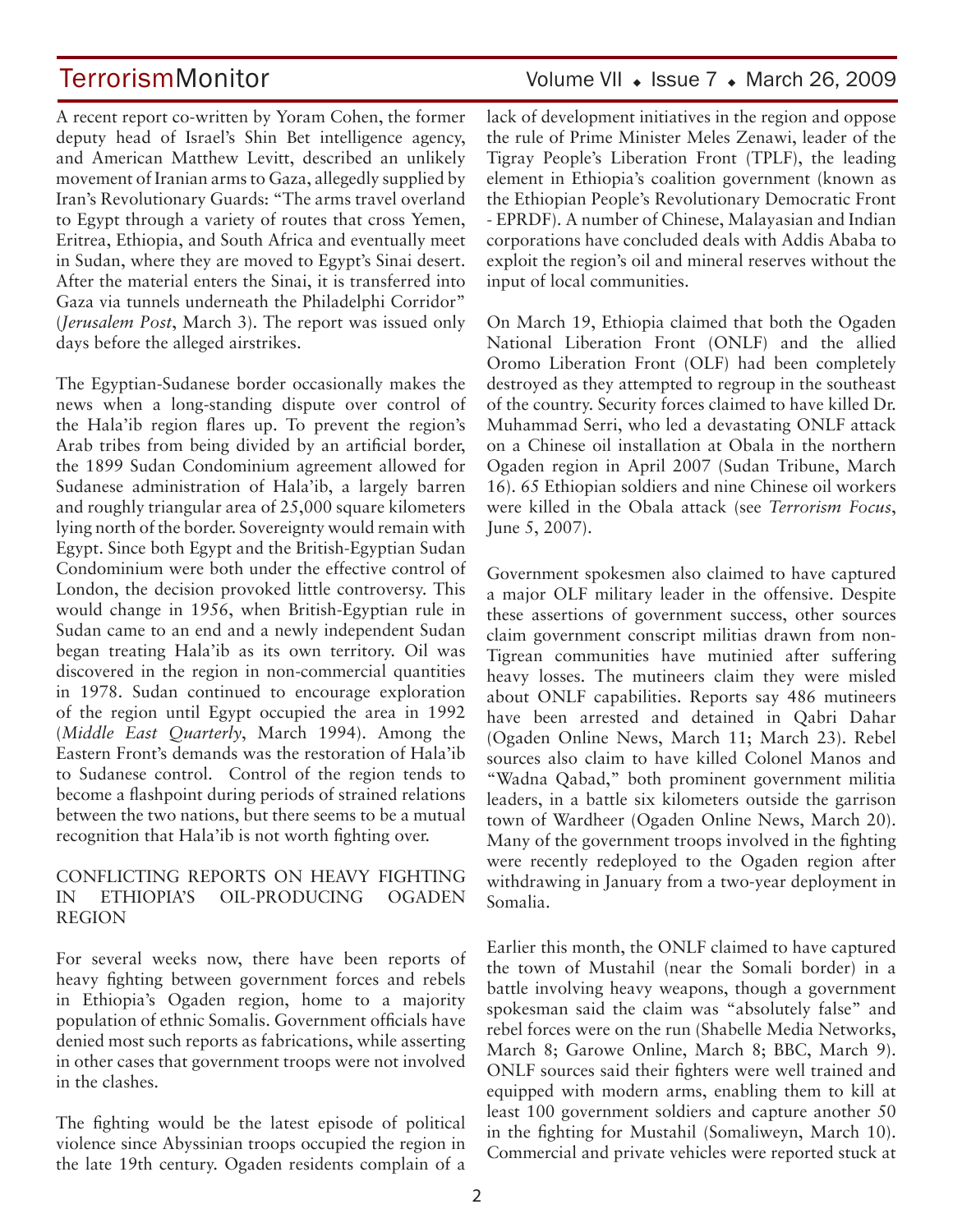A recent report co-written by Yoram Cohen, the former deputy head of Israel's Shin Bet intelligence agency, and American Matthew Levitt, described an unlikely movement of Iranian arms to Gaza, allegedly supplied by Iran's Revolutionary Guards: "The arms travel overland to Egypt through a variety of routes that cross Yemen, Eritrea, Ethiopia, and South Africa and eventually meet in Sudan, where they are moved to Egypt's Sinai desert. After the material enters the Sinai, it is transferred into Gaza via tunnels underneath the Philadelphi Corridor" (*Jerusalem Post*, March 3). The report was issued only days before the alleged airstrikes.

The Egyptian-Sudanese border occasionally makes the news when a long-standing dispute over control of the Hala'ib region flares up. To prevent the region's Arab tribes from being divided by an artificial border, the 1899 Sudan Condominium agreement allowed for Sudanese administration of Hala'ib, a largely barren and roughly triangular area of 25,000 square kilometers lying north of the border. Sovereignty would remain with Egypt. Since both Egypt and the British-Egyptian Sudan Condominium were both under the effective control of London, the decision provoked little controversy. This would change in 1956, when British-Egyptian rule in Sudan came to an end and a newly independent Sudan began treating Hala'ib as its own territory. Oil was discovered in the region in non-commercial quantities in 1978. Sudan continued to encourage exploration of the region until Egypt occupied the area in 1992 (*Middle East Quarterly*, March 1994). Among the Eastern Front's demands was the restoration of Hala'ib to Sudanese control. Control of the region tends to become a flashpoint during periods of strained relations between the two nations, but there seems to be a mutual recognition that Hala'ib is not worth fighting over.

## CONFLICTING REPORTS ON HEAVY FIGHTING IN ETHIOPIA'S OIL-PRODUCING OGADEN REGION

For several weeks now, there have been reports of heavy fighting between government forces and rebels in Ethiopia's Ogaden region, home to a majority population of ethnic Somalis. Government officials have denied most such reports as fabrications, while asserting in other cases that government troops were not involved in the clashes.

The fighting would be the latest episode of political violence since Abyssinian troops occupied the region in the late 19th century. Ogaden residents complain of a lack of development initiatives in the region and oppose the rule of Prime Minister Meles Zenawi, leader of the Tigray People's Liberation Front (TPLF), the leading element in Ethiopia's coalition government (known as the Ethiopian People's Revolutionary Democratic Front - EPRDF). A number of Chinese, Malayasian and Indian corporations have concluded deals with Addis Ababa to exploit the region's oil and mineral reserves without the input of local communities.

On March 19, Ethiopia claimed that both the Ogaden National Liberation Front (ONLF) and the allied Oromo Liberation Front (OLF) had been completely destroyed as they attempted to regroup in the southeast of the country. Security forces claimed to have killed Dr. Muhammad Serri, who led a devastating ONLF attack on a Chinese oil installation at Obala in the northern Ogaden region in April 2007 (Sudan Tribune, March 16). 65 Ethiopian soldiers and nine Chinese oil workers were killed in the Obala attack (see *Terrorism Focus*, June 5, 2007).

Government spokesmen also claimed to have captured a major OLF military leader in the offensive. Despite these assertions of government success, other sources claim government conscript militias drawn from non-Tigrean communities have mutinied after suffering heavy losses. The mutineers claim they were misled about ONLF capabilities. Reports say 486 mutineers have been arrested and detained in Qabri Dahar (Ogaden Online News, March 11; March 23). Rebel sources also claim to have killed Colonel Manos and "Wadna Qabad," both prominent government militia leaders, in a battle six kilometers outside the garrison town of Wardheer (Ogaden Online News, March 20). Many of the government troops involved in the fighting were recently redeployed to the Ogaden region after withdrawing in January from a two-year deployment in Somalia.

Earlier this month, the ONLF claimed to have captured the town of Mustahil (near the Somali border) in a battle involving heavy weapons, though a government spokesman said the claim was "absolutely false" and rebel forces were on the run (Shabelle Media Networks, March 8; Garowe Online, March 8; BBC, March 9). ONLF sources said their fighters were well trained and equipped with modern arms, enabling them to kill at least 100 government soldiers and capture another 50 in the fighting for Mustahil (Somaliweyn, March 10). Commercial and private vehicles were reported stuck at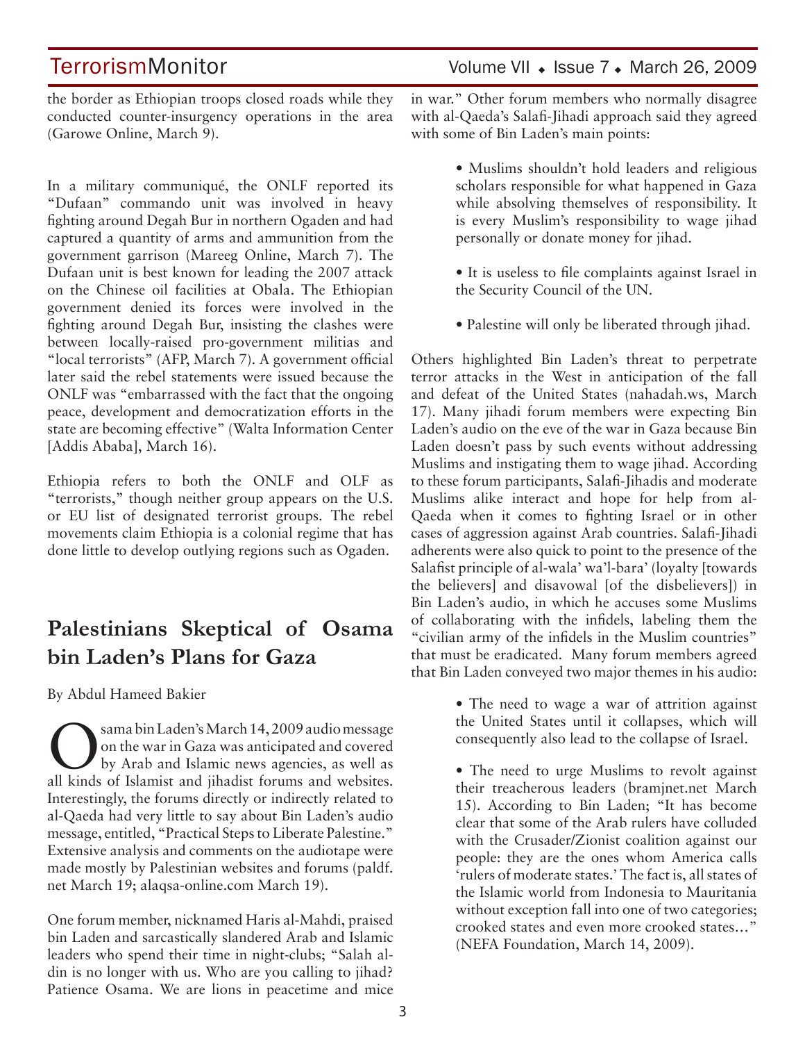the border as Ethiopian troops closed roads while they conducted counter-insurgency operations in the area (Garowe Online, March 9).

In a military communiqué, the ONLF reported its "Dufaan" commando unit was involved in heavy fighting around Degah Bur in northern Ogaden and had captured a quantity of arms and ammunition from the government garrison (Mareeg Online, March 7). The Dufaan unit is best known for leading the 2007 attack on the Chinese oil facilities at Obala. The Ethiopian government denied its forces were involved in the fighting around Degah Bur, insisting the clashes were between locally-raised pro-government militias and "local terrorists" (AFP, March 7). A government official later said the rebel statements were issued because the ONLF was "embarrassed with the fact that the ongoing peace, development and democratization efforts in the state are becoming effective" (Walta Information Center [Addis Ababa], March 16).

Ethiopia refers to both the ONLF and OLF as "terrorists," though neither group appears on the U.S. or EU list of designated terrorist groups. The rebel movements claim Ethiopia is a colonial regime that has done little to develop outlying regions such as Ogaden.

## Palestinians Skeptical of Osama bin Laden's Plans for Gaza

By Abdul Hameed Bakier

Osama bin Laden's March 14, 2009 audio message on the war in Gaza was anticipated and covered by Arab and Islamic news agencies, as well as all kinds of Islamist and jihadist forums and websites. Interestingly, the forums directly or indirectly related to al-Qaeda had very little to say about Bin Laden's audio message, entitled, "Practical Steps to Liberate Palestine." Extensive analysis and comments on the audiotape were made mostly by Palestinian websites and forums (paldf.net March 19; alaqsa-online.com March 19).

One forum member, nicknamed Haris al-Mahdi, praised bin Laden and sarcastically slandered Arab and Islamic leaders who spend their time in night-clubs; "Salah al-din is no longer with us. Who are you calling to jihad? Patience Osama. We are lions in peacetime and mice in war." Other forum members who normally disagree with al-Qaeda's Salafi-Jihadi approach said they agreed with some of Bin Laden's main points:

- Muslims shouldn't hold leaders and religious scholars responsible for what happened in Gaza while absolving themselves of responsibility. It is every Muslim's responsibility to wage jihad personally or donate money for jihad.
- It is useless to file complaints against Israel in the Security Council of the UN.
- Palestine will only be liberated through jihad.

Others highlighted Bin Laden's threat to perpetrate terror attacks in the West in anticipation of the fall and defeat of the United States (nahadah.ws, March 17). Many jihadi forum members were expecting Bin Laden's audio on the eve of the war in Gaza because Bin Laden doesn't pass by such events without addressing Muslims and instigating them to wage jihad. According to these forum participants, Salafi-Jihadis and moderate Muslims alike interact and hope for help from al-Qaeda when it comes to fighting Israel or in other cases of aggression against Arab countries. Salafi-Jihadi adherents were also quick to point to the presence of the Salafist principle of al-wala' wa'l-bara' (loyalty [towards the believers] and disavowal [of the disbelievers]) in Bin Laden's audio, in which he accuses some Muslims of collaborating with the infidels, labeling them the "civilian army of the infidels in the Muslim countries" that must be eradicated. Many forum members agreed that Bin Laden conveyed two major themes in his audio:

- The need to wage a war of attrition against the United States until it collapses, which will consequently also lead to the collapse of Israel.
- The need to urge Muslims to revolt against their treacherous leaders (bramjnet.net March 15). According to Bin Laden; "It has become clear that some of the Arab rulers have colluded with the Crusader/Zionist coalition against our people: they are the ones whom America calls 'rulers of moderate states.' The fact is, all states of the Islamic world from Indonesia to Mauritania without exception fall into one of two categories; crooked states and even more crooked states…" (NEFA Foundation, March 14, 2009).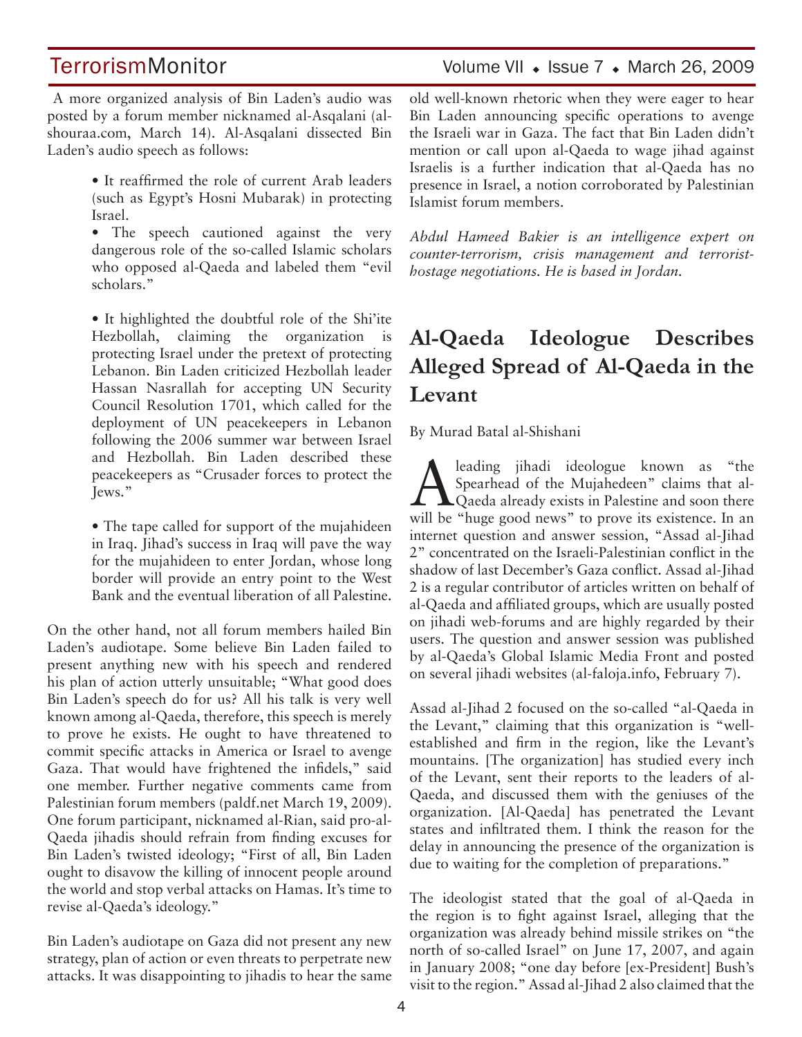A more organized analysis of Bin Laden's audio was posted by a forum member nicknamed al-Asqalani (al-shouraa.com, March 14). Al-Asqalani dissected Bin Laden's audio speech as follows:

- It reaffirmed the role of current Arab leaders (such as Egypt's Hosni Mubarak) in protecting Israel.
- The speech cautioned against the very dangerous role of the so-called Islamic scholars who opposed al-Qaeda and labeled them "evil scholars."
- It highlighted the doubtful role of the Shi'ite Hezbollah, claiming the organization is protecting Israel under the pretext of protecting Lebanon. Bin Laden criticized Hezbollah leader Hassan Nasrallah for accepting UN Security Council Resolution 1701, which called for the deployment of UN peacekeepers in Lebanon following the 2006 summer war between Israel and Hezbollah. Bin Laden described these peacekeepers as "Crusader forces to protect the Jews."
- The tape called for support of the mujahideen in Iraq. Jihad's success in Iraq will pave the way for the mujahideen to enter Jordan, whose long border will provide an entry point to the West Bank and the eventual liberation of all Palestine.

On the other hand, not all forum members hailed Bin Laden's audiotape. Some believe Bin Laden failed to present anything new with his speech and rendered his plan of action utterly unsuitable; "What good does Bin Laden's speech do for us? All his talk is very well known among al-Qaeda, therefore, this speech is merely to prove he exists. He ought to have threatened to commit specific attacks in America or Israel to avenge Gaza. That would have frightened the infidels," said one member. Further negative comments came from Palestinian forum members (paldf.net March 19, 2009). One forum participant, nicknamed al-Rian, said pro-al-Qaeda jihadis should refrain from finding excuses for Bin Laden's twisted ideology; "First of all, Bin Laden ought to disavow the killing of innocent people around the world and stop verbal attacks on Hamas. It's time to revise al-Qaeda's ideology."

Bin Laden's audiotape on Gaza did not present any new strategy, plan of action or even threats to perpetrate new attacks. It was disappointing to jihadis to hear the same old well-known rhetoric when they were eager to hear Bin Laden announcing specific operations to avenge the Israeli war in Gaza. The fact that Bin Laden didn't mention or call upon al-Qaeda to wage jihad against Israelis is a further indication that al-Qaeda has no presence in Israel, a notion corroborated by Palestinian Islamist forum members.

*Abdul Hameed Bakier is an intelligence expert on counter-terrorism, crisis management and terrorist-hostage negotiations. He is based in Jordan.*

# Al-Qaeda Ideologue Describes Alleged Spread of Al-Qaeda in the Levant

By Murad Batal al-Shishani

A leading jihadi ideologue known as "the Spearhead of the Mujahedeen" claims that al-Qaeda already exists in Palestine and soon there will be "huge good news" to prove its existence. In an internet question and answer session, "Assad al-Jihad 2" concentrated on the Israeli-Palestinian conflict in the shadow of last December's Gaza conflict. Assad al-Jihad 2 is a regular contributor of articles written on behalf of al-Qaeda and affiliated groups, which are usually posted on jihadi web-forums and are highly regarded by their users. The question and answer session was published by al-Qaeda's Global Islamic Media Front and posted on several jihadi websites (al-faloja.info, February 7).

Assad al-Jihad 2 focused on the so-called "al-Qaeda in the Levant," claiming that this organization is "well-established and firm in the region, like the Levant's mountains. [The organization] has studied every inch of the Levant, sent their reports to the leaders of al-Qaeda, and discussed them with the geniuses of the organization. [Al-Qaeda] has penetrated the Levant states and infiltrated them. I think the reason for the delay in announcing the presence of the organization is due to waiting for the completion of preparations."

The ideologist stated that the goal of al-Qaeda in the region is to fight against Israel, alleging that the organization was already behind missile strikes on "the north of so-called Israel" on June 17, 2007, and again in January 2008; "one day before [ex-President] Bush's visit to the region." Assad al-Jihad 2 also claimed that the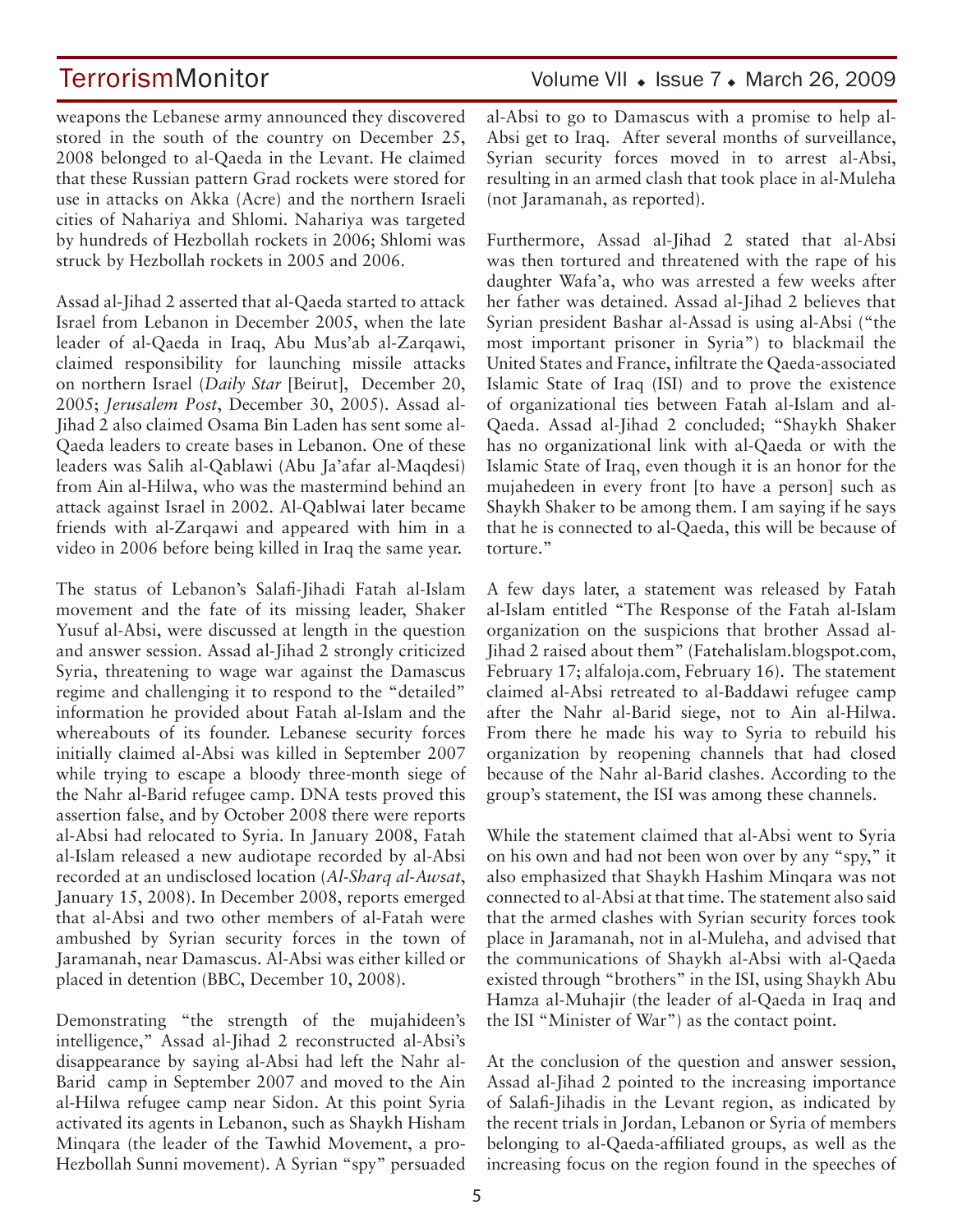weapons the Lebanese army announced they discovered stored in the south of the country on December 25, 2008 belonged to al-Qaeda in the Levant. He claimed that these Russian pattern Grad rockets were stored for use in attacks on Akka (Acre) and the northern Israeli cities of Nahariya and Shlomi. Nahariya was targeted by hundreds of Hezbollah rockets in 2006; Shlomi was struck by Hezbollah rockets in 2005 and 2006.

Assad al-Jihad 2 asserted that al-Qaeda started to attack Israel from Lebanon in December 2005, when the late leader of al-Qaeda in Iraq, Abu Mus'ab al-Zarqawi, claimed responsibility for launching missile attacks on northern Israel (*Daily Star* [Beirut], December 20, 2005; *Jerusalem Post*, December 30, 2005). Assad al-Jihad 2 also claimed Osama Bin Laden has sent some al-Qaeda leaders to create bases in Lebanon. One of these leaders was Salih al-Qablawi (Abu Ja'afar al-Maqdesi) from Ain al-Hilwa, who was the mastermind behind an attack against Israel in 2002. Al-Qablwai later became friends with al-Zarqawi and appeared with him in a video in 2006 before being killed in Iraq the same year.

The status of Lebanon's Salafi-Jihadi Fatah al-Islam movement and the fate of its missing leader, Shaker Yusuf al-Absi, were discussed at length in the question and answer session. Assad al-Jihad 2 strongly criticized Syria, threatening to wage war against the Damascus regime and challenging it to respond to the "detailed" information he provided about Fatah al-Islam and the whereabouts of its founder. Lebanese security forces initially claimed al-Absi was killed in September 2007 while trying to escape a bloody three-month siege of the Nahr al-Barid refugee camp. DNA tests proved this assertion false, and by October 2008 there were reports al-Absi had relocated to Syria. In January 2008, Fatah al-Islam released a new audiotape recorded by al-Absi recorded at an undisclosed location (*Al-Sharq al-Awsat*, January 15, 2008). In December 2008, reports emerged that al-Absi and two other members of al-Fatah were ambushed by Syrian security forces in the town of Jaramanah, near Damascus. Al-Absi was either killed or placed in detention (BBC, December 10, 2008).

Demonstrating "the strength of the mujahideen's intelligence," Assad al-Jihad 2 reconstructed al-Absi's disappearance by saying al-Absi had left the Nahr al-Barid camp in September 2007 and moved to the Ain al-Hilwa refugee camp near Sidon. At this point Syria activated its agents in Lebanon, such as Shaykh Hisham Minqara (the leader of the Tawhid Movement, a pro-Hezbollah Sunni movement). A Syrian "spy" persuaded al-Absi to go to Damascus with a promise to help al-Absi get to Iraq. After several months of surveillance, Syrian security forces moved in to arrest al-Absi, resulting in an armed clash that took place in al-Muleha (not Jaramanah, as reported).

Furthermore, Assad al-Jihad 2 stated that al-Absi was then tortured and threatened with the rape of his daughter Wafa'a, who was arrested a few weeks after her father was detained. Assad al-Jihad 2 believes that Syrian president Bashar al-Assad is using al-Absi ("the most important prisoner in Syria") to blackmail the United States and France, infiltrate the Qaeda-associated Islamic State of Iraq (ISI) and to prove the existence of organizational ties between Fatah al-Islam and al-Qaeda. Assad al-Jihad 2 concluded; "Shaykh Shaker has no organizational link with al-Qaeda or with the Islamic State of Iraq, even though it is an honor for the mujahedeen in every front [to have a person] such as Shaykh Shaker to be among them. I am saying if he says that he is connected to al-Qaeda, this will be because of torture."

A few days later, a statement was released by Fatah al-Islam entitled "The Response of the Fatah al-Islam organization on the suspicions that brother Assad al-Jihad 2 raised about them" (Fatehalislam.blogspot.com, February 17; alfaloja.com, February 16). The statement claimed al-Absi retreated to al-Baddawi refugee camp after the Nahr al-Barid siege, not to Ain al-Hilwa. From there he made his way to Syria to rebuild his organization by reopening channels that had closed because of the Nahr al-Barid clashes. According to the group's statement, the ISI was among these channels.

While the statement claimed that al-Absi went to Syria on his own and had not been won over by any "spy," it also emphasized that Shaykh Hashim Minqara was not connected to al-Absi at that time. The statement also said that the armed clashes with Syrian security forces took place in Jaramanah, not in al-Muleha, and advised that the communications of Shaykh al-Absi with al-Qaeda existed through "brothers" in the ISI, using Shaykh Abu Hamza al-Muhajir (the leader of al-Qaeda in Iraq and the ISI "Minister of War") as the contact point.

At the conclusion of the question and answer session, Assad al-Jihad 2 pointed to the increasing importance of Salafi-Jihadis in the Levant region, as indicated by the recent trials in Jordan, Lebanon or Syria of members belonging to al-Qaeda-affiliated groups, as well as the increasing focus on the region found in the speeches of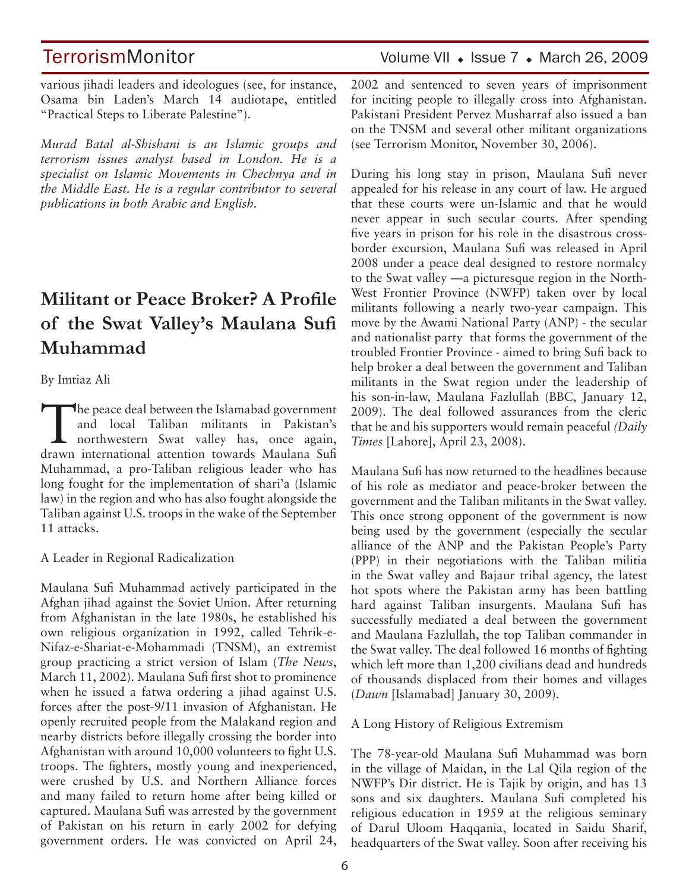various jihadi leaders and ideologues (see, for instance, Osama bin Laden's March 14 audiotape, entitled "Practical Steps to Liberate Palestine").

*Murad Batal al-Shishani is an Islamic groups and terrorism issues analyst based in London. He is a specialist on Islamic Movements in Chechnya and in the Middle East. He is a regular contributor to several publications in both Arabic and English.*

## Militant or Peace Broker? A Profile of the Swat Valley's Maulana Sufi Muhammad

By Imtiaz Ali

The peace deal between the Islamabad government and local Taliban militants in Pakistan's northwestern Swat valley has, once again, drawn international attention towards Maulana Sufi Muhammad, a pro-Taliban religious leader who has long fought for the implementation of shari'a (Islamic law) in the region and who has also fought alongside the Taliban against U.S. troops in the wake of the September 11 attacks.

A Leader in Regional Radicalization

Maulana Sufi Muhammad actively participated in the Afghan jihad against the Soviet Union. After returning from Afghanistan in the late 1980s, he established his own religious organization in 1992, called Tehrik-e-Nifaz-e-Shariat-e-Mohammadi (TNSM), an extremist group practicing a strict version of Islam (*The News*, March 11, 2002). Maulana Sufi first shot to prominence when he issued a fatwa ordering a jihad against U.S. forces after the post-9/11 invasion of Afghanistan. He openly recruited people from the Malakand region and nearby districts before illegally crossing the border into Afghanistan with around 10,000 volunteers to fight U.S. troops. The fighters, mostly young and inexperienced, were crushed by U.S. and Northern Alliance forces and many failed to return home after being killed or captured. Maulana Sufi was arrested by the government of Pakistan on his return in early 2002 for defying government orders. He was convicted on April 24, 2002 and sentenced to seven years of imprisonment for inciting people to illegally cross into Afghanistan. Pakistani President Pervez Musharraf also issued a ban on the TNSM and several other militant organizations (see Terrorism Monitor, November 30, 2006).

During his long stay in prison, Maulana Sufi never appealed for his release in any court of law. He argued that these courts were un-Islamic and that he would never appear in such secular courts. After spending five years in prison for his role in the disastrous cross-border excursion, Maulana Sufi was released in April 2008 under a peace deal designed to restore normalcy to the Swat valley —a picturesque region in the North-West Frontier Province (NWFP) taken over by local militants following a nearly two-year campaign. This move by the Awami National Party (ANP) - the secular and nationalist party that forms the government of the troubled Frontier Province - aimed to bring Sufi back to help broker a deal between the government and Taliban militants in the Swat region under the leadership of his son-in-law, Maulana Fazlullah (BBC, January 12, 2009). The deal followed assurances from the cleric that he and his supporters would remain peaceful *(Daily Times* [Lahore], April 23, 2008).

Maulana Sufi has now returned to the headlines because of his role as mediator and peace-broker between the government and the Taliban militants in the Swat valley. This once strong opponent of the government is now being used by the government (especially the secular alliance of the ANP and the Pakistan People's Party (PPP) in their negotiations with the Taliban militia in the Swat valley and Bajaur tribal agency, the latest hot spots where the Pakistan army has been battling hard against Taliban insurgents. Maulana Sufi has successfully mediated a deal between the government and Maulana Fazlullah, the top Taliban commander in the Swat valley. The deal followed 16 months of fighting which left more than 1,200 civilians dead and hundreds of thousands displaced from their homes and villages (*Dawn* [Islamabad] January 30, 2009).

A Long History of Religious Extremism

The 78-year-old Maulana Sufi Muhammad was born in the village of Maidan, in the Lal Qila region of the NWFP's Dir district. He is Tajik by origin, and has 13 sons and six daughters. Maulana Sufi completed his religious education in 1959 at the religious seminary of Darul Uloom Haqqania, located in Saidu Sharif, headquarters of the Swat valley. Soon after receiving his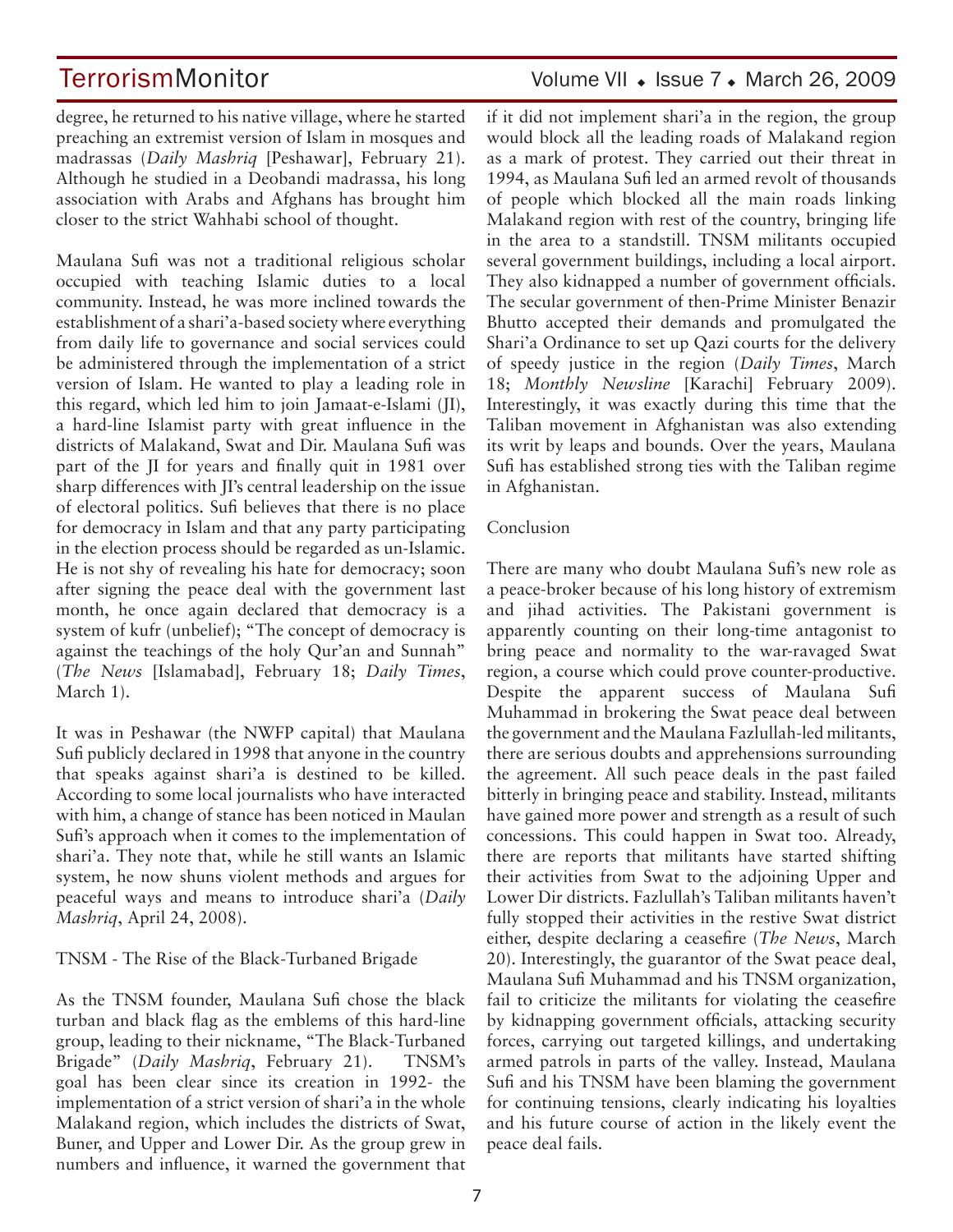degree, he returned to his native village, where he started preaching an extremist version of Islam in mosques and madrassas (*Daily Mashriq* [Peshawar], February 21). Although he studied in a Deobandi madrassa, his long association with Arabs and Afghans has brought him closer to the strict Wahhabi school of thought.

Maulana Sufi was not a traditional religious scholar occupied with teaching Islamic duties to a local community. Instead, he was more inclined towards the establishment of a shari'a-based society where everything from daily life to governance and social services could be administered through the implementation of a strict version of Islam. He wanted to play a leading role in this regard, which led him to join Jamaat-e-Islami (JI), a hard-line Islamist party with great influence in the districts of Malakand, Swat and Dir. Maulana Sufi was part of the JI for years and finally quit in 1981 over sharp differences with JI's central leadership on the issue of electoral politics. Sufi believes that there is no place for democracy in Islam and that any party participating in the election process should be regarded as un-Islamic. He is not shy of revealing his hate for democracy; soon after signing the peace deal with the government last month, he once again declared that democracy is a system of kufr (unbelief); "The concept of democracy is against the teachings of the holy Qur'an and Sunnah" (*The News* [Islamabad], February 18; *Daily Times*, March 1).

It was in Peshawar (the NWFP capital) that Maulana Sufi publicly declared in 1998 that anyone in the country that speaks against shari'a is destined to be killed. According to some local journalists who have interacted with him, a change of stance has been noticed in Maulan Sufi's approach when it comes to the implementation of shari'a. They note that, while he still wants an Islamic system, he now shuns violent methods and argues for peaceful ways and means to introduce shari'a (*Daily Mashriq*, April 24, 2008).

## TNSM - The Rise of the Black-Turbaned Brigade

As the TNSM founder, Maulana Sufi chose the black turban and black flag as the emblems of this hard-line group, leading to their nickname, "The Black-Turbaned Brigade" (*Daily Mashriq*, February 21). TNSM's goal has been clear since its creation in 1992- the implementation of a strict version of shari'a in the whole Malakand region, which includes the districts of Swat, Buner, and Upper and Lower Dir. As the group grew in numbers and influence, it warned the government that if it did not implement shari'a in the region, the group would block all the leading roads of Malakand region as a mark of protest. They carried out their threat in 1994, as Maulana Sufi led an armed revolt of thousands of people which blocked all the main roads linking Malakand region with rest of the country, bringing life in the area to a standstill. TNSM militants occupied several government buildings, including a local airport. They also kidnapped a number of government officials. The secular government of then-Prime Minister Benazir Bhutto accepted their demands and promulgated the Shari'a Ordinance to set up Qazi courts for the delivery of speedy justice in the region (*Daily Times*, March 18; *Monthly Newsline* [Karachi] February 2009). Interestingly, it was exactly during this time that the Taliban movement in Afghanistan was also extending its writ by leaps and bounds. Over the years, Maulana Sufi has established strong ties with the Taliban regime in Afghanistan.

## Conclusion

There are many who doubt Maulana Sufi's new role as a peace-broker because of his long history of extremism and jihad activities. The Pakistani government is apparently counting on their long-time antagonist to bring peace and normality to the war-ravaged Swat region, a course which could prove counter-productive. Despite the apparent success of Maulana Sufi Muhammad in brokering the Swat peace deal between the government and the Maulana Fazlullah-led militants, there are serious doubts and apprehensions surrounding the agreement. All such peace deals in the past failed bitterly in bringing peace and stability. Instead, militants have gained more power and strength as a result of such concessions. This could happen in Swat too. Already, there are reports that militants have started shifting their activities from Swat to the adjoining Upper and Lower Dir districts. Fazlullah's Taliban militants haven't fully stopped their activities in the restive Swat district either, despite declaring a ceasefire (*The News*, March 20). Interestingly, the guarantor of the Swat peace deal, Maulana Sufi Muhammad and his TNSM organization, fail to criticize the militants for violating the ceasefire by kidnapping government officials, attacking security forces, carrying out targeted killings, and undertaking armed patrols in parts of the valley. Instead, Maulana Sufi and his TNSM have been blaming the government for continuing tensions, clearly indicating his loyalties and his future course of action in the likely event the peace deal fails.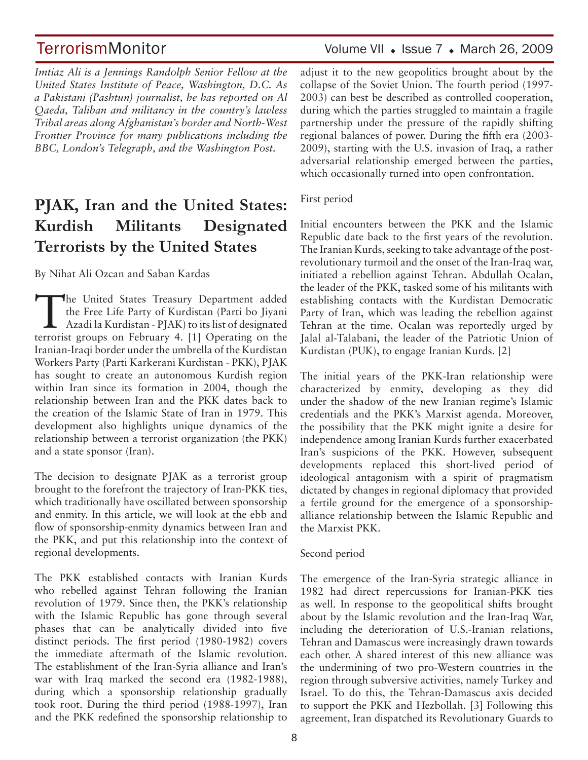*Imtiaz Ali is a Jennings Randolph Senior Fellow at the United States Institute of Peace, Washington, D.C. As a Pakistani (Pashtun) journalist, he has reported on Al Qaeda, Taliban and militancy in the country's lawless Tribal areas along Afghanistan's border and North-West Frontier Province for many publications including the BBC, London's Telegraph, and the Washington Post.*

# PJAK, Iran and the United States: Kurdish Militants Designated Terrorists by the United States

By Nihat Ali Ozcan and Saban Kardas

The United States Treasury Department added the Free Life Party of Kurdistan (Parti bo Jiyani Azadi la Kurdistan - PJAK) to its list of designated terrorist groups on February 4. [1] Operating on the Iranian-Iraqi border under the umbrella of the Kurdistan Workers Party (Parti Karkerani Kurdistan - PKK), PJAK has sought to create an autonomous Kurdish region within Iran since its formation in 2004, though the relationship between Iran and the PKK dates back to the creation of the Islamic State of Iran in 1979. This development also highlights unique dynamics of the relationship between a terrorist organization (the PKK) and a state sponsor (Iran).

The decision to designate PJAK as a terrorist group brought to the forefront the trajectory of Iran-PKK ties, which traditionally have oscillated between sponsorship and enmity. In this article, we will look at the ebb and flow of sponsorship-enmity dynamics between Iran and the PKK, and put this relationship into the context of regional developments.

The PKK established contacts with Iranian Kurds who rebelled against Tehran following the Iranian revolution of 1979. Since then, the PKK's relationship with the Islamic Republic has gone through several phases that can be analytically divided into five distinct periods. The first period (1980-1982) covers the immediate aftermath of the Islamic revolution. The establishment of the Iran-Syria alliance and Iran's war with Iraq marked the second era (1982-1988), during which a sponsorship relationship gradually took root. During the third period (1988-1997), Iran and the PKK redefined the sponsorship relationship to adjust it to the new geopolitics brought about by the collapse of the Soviet Union. The fourth period (1997-2003) can best be described as controlled cooperation, during which the parties struggled to maintain a fragile partnership under the pressure of the rapidly shifting regional balances of power. During the fifth era (2003-2009), starting with the U.S. invasion of Iraq, a rather adversarial relationship emerged between the parties, which occasionally turned into open confrontation.

First period

Initial encounters between the PKK and the Islamic Republic date back to the first years of the revolution. The Iranian Kurds, seeking to take advantage of the post-revolutionary turmoil and the onset of the Iran-Iraq war, initiated a rebellion against Tehran. Abdullah Ocalan, the leader of the PKK, tasked some of his militants with establishing contacts with the Kurdistan Democratic Party of Iran, which was leading the rebellion against Tehran at the time. Ocalan was reportedly urged by Jalal al-Talabani, the leader of the Patriotic Union of Kurdistan (PUK), to engage Iranian Kurds. [2]

The initial years of the PKK-Iran relationship were characterized by enmity, developing as they did under the shadow of the new Iranian regime's Islamic credentials and the PKK's Marxist agenda. Moreover, the possibility that the PKK might ignite a desire for independence among Iranian Kurds further exacerbated Iran's suspicions of the PKK. However, subsequent developments replaced this short-lived period of ideological antagonism with a spirit of pragmatism dictated by changes in regional diplomacy that provided a fertile ground for the emergence of a sponsorship-alliance relationship between the Islamic Republic and the Marxist PKK.

Second period

The emergence of the Iran-Syria strategic alliance in 1982 had direct repercussions for Iranian-PKK ties as well. In response to the geopolitical shifts brought about by the Islamic revolution and the Iran-Iraq War, including the deterioration of U.S.-Iranian relations, Tehran and Damascus were increasingly drawn towards each other. A shared interest of this new alliance was the undermining of two pro-Western countries in the region through subversive activities, namely Turkey and Israel. To do this, the Tehran-Damascus axis decided to support the PKK and Hezbollah. [3] Following this agreement, Iran dispatched its Revolutionary Guards to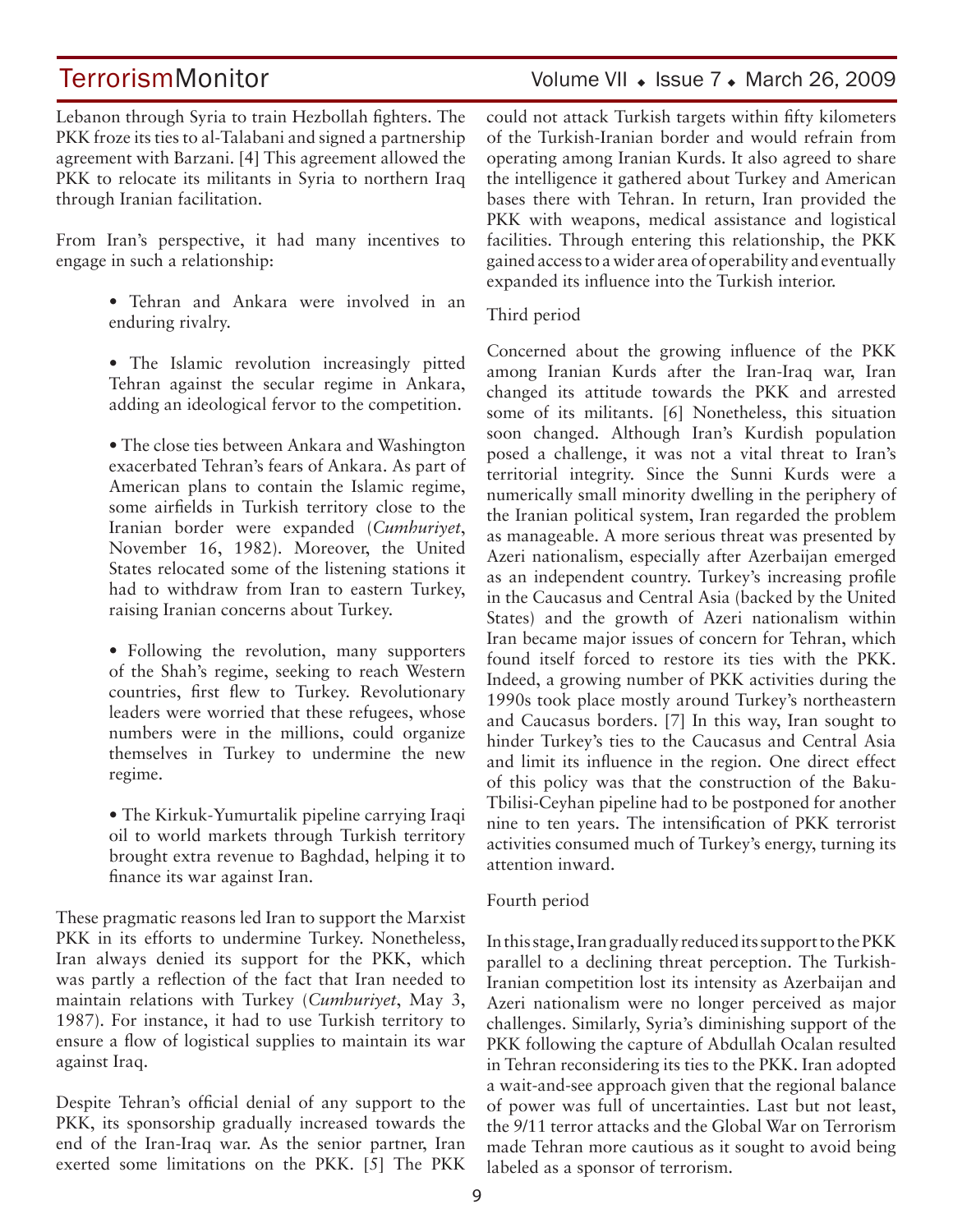Lebanon through Syria to train Hezbollah fighters. The PKK froze its ties to al-Talabani and signed a partnership agreement with Barzani. [4] This agreement allowed the PKK to relocate its militants in Syria to northern Iraq through Iranian facilitation.

From Iran's perspective, it had many incentives to engage in such a relationship:

- Tehran and Ankara were involved in an enduring rivalry.

- The Islamic revolution increasingly pitted Tehran against the secular regime in Ankara, adding an ideological fervor to the competition.

- The close ties between Ankara and Washington exacerbated Tehran's fears of Ankara. As part of American plans to contain the Islamic regime, some airfields in Turkish territory close to the Iranian border were expanded (*Cumhuriyet*, November 16, 1982). Moreover, the United States relocated some of the listening stations it had to withdraw from Iran to eastern Turkey, raising Iranian concerns about Turkey.

- Following the revolution, many supporters of the Shah's regime, seeking to reach Western countries, first flew to Turkey. Revolutionary leaders were worried that these refugees, whose numbers were in the millions, could organize themselves in Turkey to undermine the new regime.

- The Kirkuk-Yumurtalik pipeline carrying Iraqi oil to world markets through Turkish territory brought extra revenue to Baghdad, helping it to finance its war against Iran.

These pragmatic reasons led Iran to support the Marxist PKK in its efforts to undermine Turkey. Nonetheless, Iran always denied its support for the PKK, which was partly a reflection of the fact that Iran needed to maintain relations with Turkey (*Cumhuriyet*, May 3, 1987). For instance, it had to use Turkish territory to ensure a flow of logistical supplies to maintain its war against Iraq.

Despite Tehran's official denial of any support to the PKK, its sponsorship gradually increased towards the end of the Iran-Iraq war. As the senior partner, Iran exerted some limitations on the PKK. [5] The PKK could not attack Turkish targets within fifty kilometers of the Turkish-Iranian border and would refrain from operating among Iranian Kurds. It also agreed to share the intelligence it gathered about Turkey and American bases there with Tehran. In return, Iran provided the PKK with weapons, medical assistance and logistical facilities. Through entering this relationship, the PKK gained access to a wider area of operability and eventually expanded its influence into the Turkish interior.

Third period

Concerned about the growing influence of the PKK among Iranian Kurds after the Iran-Iraq war, Iran changed its attitude towards the PKK and arrested some of its militants. [6] Nonetheless, this situation soon changed. Although Iran's Kurdish population posed a challenge, it was not a vital threat to Iran's territorial integrity. Since the Sunni Kurds were a numerically small minority dwelling in the periphery of the Iranian political system, Iran regarded the problem as manageable. A more serious threat was presented by Azeri nationalism, especially after Azerbaijan emerged as an independent country. Turkey's increasing profile in the Caucasus and Central Asia (backed by the United States) and the growth of Azeri nationalism within Iran became major issues of concern for Tehran, which found itself forced to restore its ties with the PKK. Indeed, a growing number of PKK activities during the 1990s took place mostly around Turkey's northeastern and Caucasus borders. [7] In this way, Iran sought to hinder Turkey's ties to the Caucasus and Central Asia and limit its influence in the region. One direct effect of this policy was that the construction of the Baku-Tbilisi-Ceyhan pipeline had to be postponed for another nine to ten years. The intensification of PKK terrorist activities consumed much of Turkey's energy, turning its attention inward.

Fourth period

In this stage, Iran gradually reduced its support to the PKK parallel to a declining threat perception. The Turkish-Iranian competition lost its intensity as Azerbaijan and Azeri nationalism were no longer perceived as major challenges. Similarly, Syria's diminishing support of the PKK following the capture of Abdullah Ocalan resulted in Tehran reconsidering its ties to the PKK. Iran adopted a wait-and-see approach given that the regional balance of power was full of uncertainties. Last but not least, the 9/11 terror attacks and the Global War on Terrorism made Tehran more cautious as it sought to avoid being labeled as a sponsor of terrorism.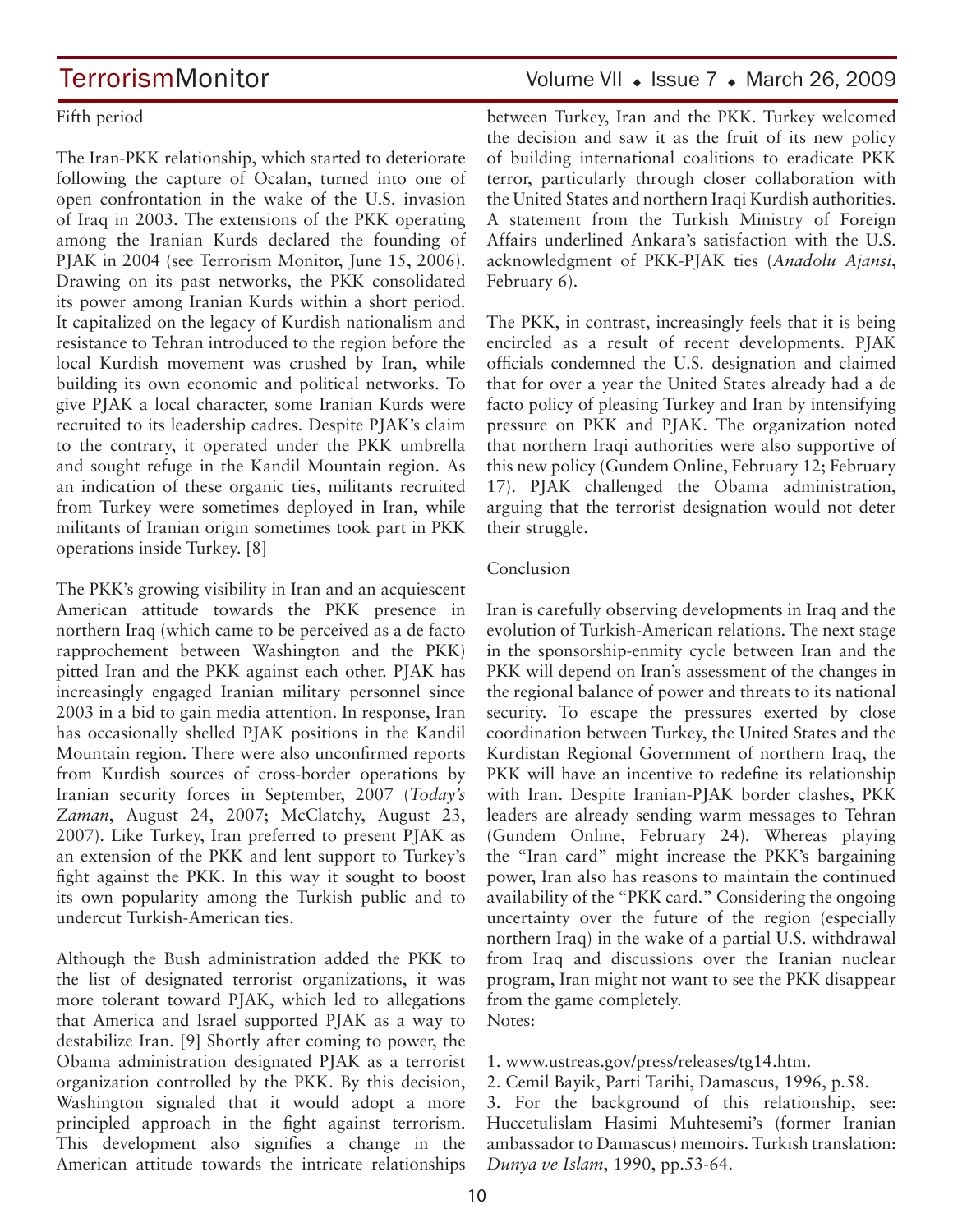### Fifth period

The Iran-PKK relationship, which started to deteriorate following the capture of Ocalan, turned into one of open confrontation in the wake of the U.S. invasion of Iraq in 2003. The extensions of the PKK operating among the Iranian Kurds declared the founding of PJAK in 2004 (see Terrorism Monitor, June 15, 2006). Drawing on its past networks, the PKK consolidated its power among Iranian Kurds within a short period. It capitalized on the legacy of Kurdish nationalism and resistance to Tehran introduced to the region before the local Kurdish movement was crushed by Iran, while building its own economic and political networks. To give PJAK a local character, some Iranian Kurds were recruited to its leadership cadres. Despite PJAK's claim to the contrary, it operated under the PKK umbrella and sought refuge in the Kandil Mountain region. As an indication of these organic ties, militants recruited from Turkey were sometimes deployed in Iran, while militants of Iranian origin sometimes took part in PKK operations inside Turkey. [8]

The PKK's growing visibility in Iran and an acquiescent American attitude towards the PKK presence in northern Iraq (which came to be perceived as a de facto rapprochement between Washington and the PKK) pitted Iran and the PKK against each other. PJAK has increasingly engaged Iranian military personnel since 2003 in a bid to gain media attention. In response, Iran has occasionally shelled PJAK positions in the Kandil Mountain region. There were also unconfirmed reports from Kurdish sources of cross-border operations by Iranian security forces in September, 2007 (*Today's Zaman*, August 24, 2007; McClatchy, August 23, 2007). Like Turkey, Iran preferred to present PJAK as an extension of the PKK and lent support to Turkey's fight against the PKK. In this way it sought to boost its own popularity among the Turkish public and to undercut Turkish-American ties.

Although the Bush administration added the PKK to the list of designated terrorist organizations, it was more tolerant toward PJAK, which led to allegations that America and Israel supported PJAK as a way to destabilize Iran. [9] Shortly after coming to power, the Obama administration designated PJAK as a terrorist organization controlled by the PKK. By this decision, Washington signaled that it would adopt a more principled approach in the fight against terrorism. This development also signifies a change in the American attitude towards the intricate relationships between Turkey, Iran and the PKK. Turkey welcomed the decision and saw it as the fruit of its new policy of building international coalitions to eradicate PKK terror, particularly through closer collaboration with the United States and northern Iraqi Kurdish authorities. A statement from the Turkish Ministry of Foreign Affairs underlined Ankara's satisfaction with the U.S. acknowledgment of PKK-PJAK ties (*Anadolu Ajansi*, February 6).

The PKK, in contrast, increasingly feels that it is being encircled as a result of recent developments. PJAK officials condemned the U.S. designation and claimed that for over a year the United States already had a de facto policy of pleasing Turkey and Iran by intensifying pressure on PKK and PJAK. The organization noted that northern Iraqi authorities were also supportive of this new policy (Gundem Online, February 12; February 17). PJAK challenged the Obama administration, arguing that the terrorist designation would not deter their struggle.

### Conclusion

Iran is carefully observing developments in Iraq and the evolution of Turkish-American relations. The next stage in the sponsorship-enmity cycle between Iran and the PKK will depend on Iran's assessment of the changes in the regional balance of power and threats to its national security. To escape the pressures exerted by close coordination between Turkey, the United States and the Kurdistan Regional Government of northern Iraq, the PKK will have an incentive to redefine its relationship with Iran. Despite Iranian-PJAK border clashes, PKK leaders are already sending warm messages to Tehran (Gundem Online, February 24). Whereas playing the "Iran card" might increase the PKK's bargaining power, Iran also has reasons to maintain the continued availability of the "PKK card." Considering the ongoing uncertainty over the future of the region (especially northern Iraq) in the wake of a partial U.S. withdrawal from Iraq and discussions over the Iranian nuclear program, Iran might not want to see the PKK disappear from the game completely.

Notes:

1. www.ustreas.gov/press/releases/tg14.htm.
2. Cemil Bayik, Parti Tarihi, Damascus, 1996, p.58.
3. For the background of this relationship, see: Huccetulislam Hasimi Muhtesemi's (former Iranian ambassador to Damascus) memoirs. Turkish translation: *Dunya ve Islam*, 1990, pp.53-64.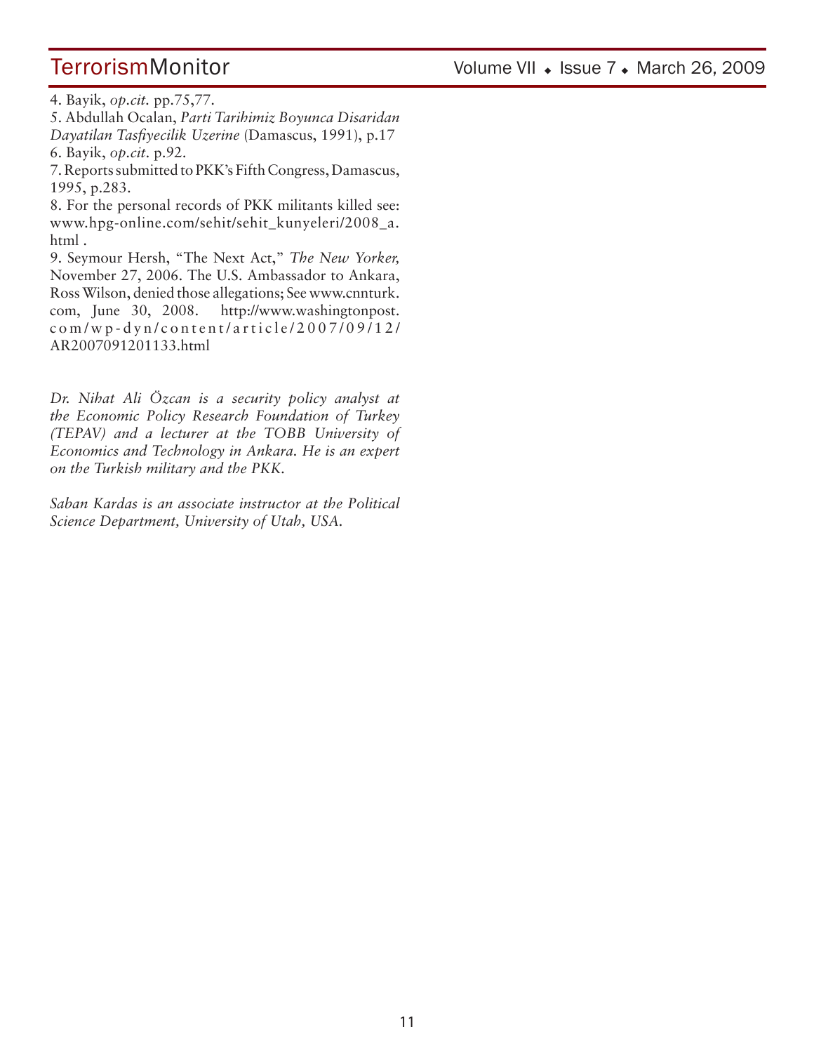4. Bayik, *op.cit.* pp.75,77.
5. Abdullah Ocalan, *Parti Tarihimiz Boyunca Disaridan Dayatilan Tasfiyecilik Uzerine* (Damascus, 1991), p.17
6. Bayik, *op.cit.* p.92.
7. Reports submitted to PKK's Fifth Congress, Damascus, 1995, p.283.
8. For the personal records of PKK militants killed see: www.hpg-online.com/sehit/sehit_kunyeleri/2008_a.html .
9. Seymour Hersh, "The Next Act," *The New Yorker,* November 27, 2006. The U.S. Ambassador to Ankara, Ross Wilson, denied those allegations; See www.cnnturk.com, June 30, 2008. http://www.washingtonpost.com/wp-dyn/content/article/2007/09/12/AR2007091201133.html

*Dr. Nihat Ali Özcan is a security policy analyst at the Economic Policy Research Foundation of Turkey (TEPAV) and a lecturer at the TOBB University of Economics and Technology in Ankara. He is an expert on the Turkish military and the PKK.*

*Saban Kardas is an associate instructor at the Political Science Department, University of Utah, USA.*